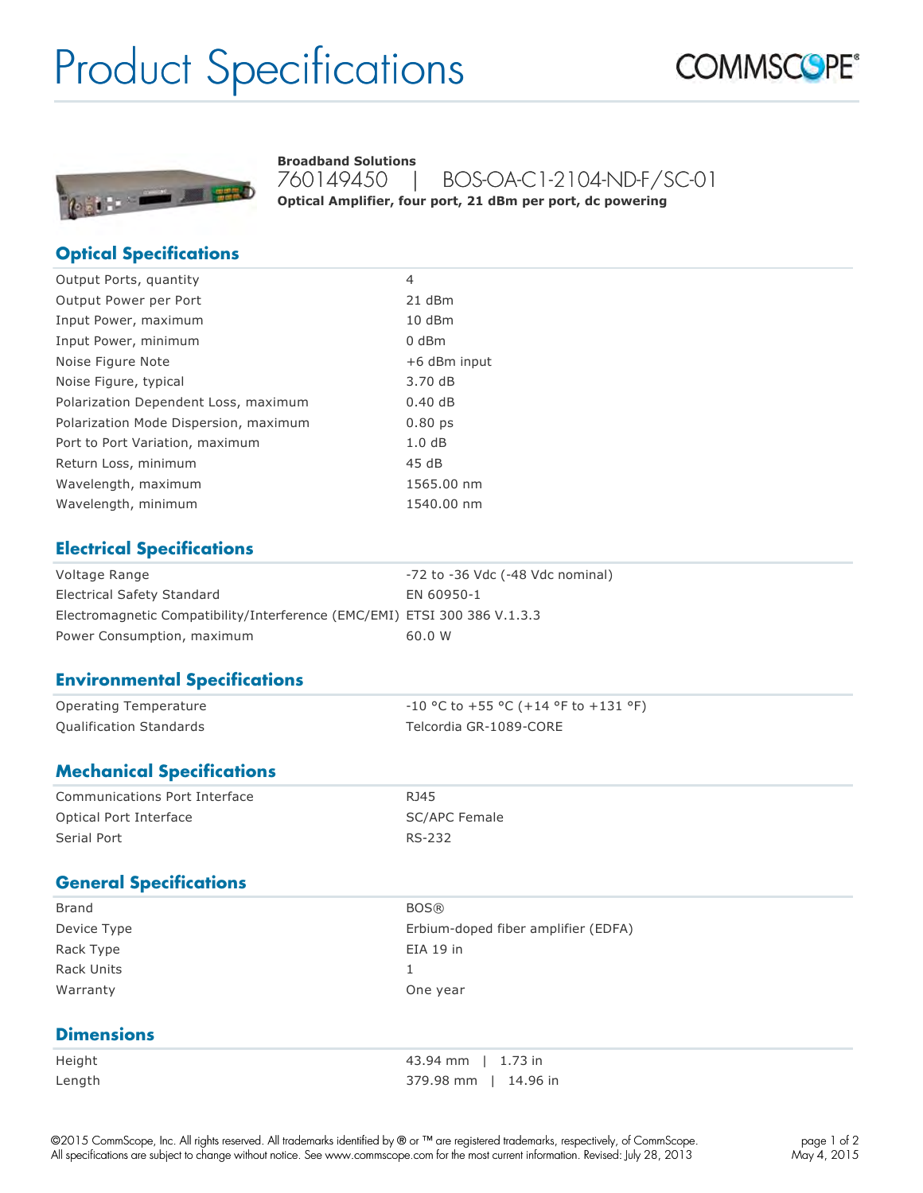# Product Specifications

**Broadband Solutions**

760149450 | BOS-OA-C1-2104-ND-F/SC-01

**Optical Amplifier, four port, 21 dBm per port, dc powering**

## Optical Specifications

| | |
|---|---|
| Output Ports, quantity | 4 |
| Output Power per Port | 21 dBm |
| Input Power, maximum | 10 dBm |
| Input Power, minimum | 0 dBm |
| Noise Figure Note | +6 dBm input |
| Noise Figure, typical | 3.70 dB |
| Polarization Dependent Loss, maximum | 0.40 dB |
| Polarization Mode Dispersion, maximum | 0.80 ps |
| Port to Port Variation, maximum | 1.0 dB |
| Return Loss, minimum | 45 dB |
| Wavelength, maximum | 1565.00 nm |
| Wavelength, minimum | 1540.00 nm |

## Electrical Specifications

| | |
|---|---|
| Voltage Range | -72 to -36 Vdc (-48 Vdc nominal) |
| Electrical Safety Standard | EN 60950-1 |
| Electromagnetic Compatibility/Interference (EMC/EMI) | ETSI 300 386 V.1.3.3 |
| Power Consumption, maximum | 60.0 W |

## Environmental Specifications

| | |
|---|---|
| Operating Temperature | -10 °C to +55 °C (+14 °F to +131 °F) |
| Qualification Standards | Telcordia GR-1089-CORE |

## Mechanical Specifications

| | |
|---|---|
| Communications Port Interface | RJ45 |
| Optical Port Interface | SC/APC Female |
| Serial Port | RS-232 |

## General Specifications

| | |
|---|---|
| Brand | BOS® |
| Device Type | Erbium-doped fiber amplifier (EDFA) |
| Rack Type | EIA 19 in |
| Rack Units | 1 |
| Warranty | One year |

## Dimensions

| | |
|---|---|
| Height | 43.94 mm \| 1.73 in |
| Length | 379.98 mm \| 14.96 in |

©2015 CommScope, Inc. All rights reserved. All trademarks identified by ® or ™ are registered trademarks, respectively, of CommScope. All specifications are subject to change without notice. See www.commscope.com for the most current information. Revised: July 28, 2013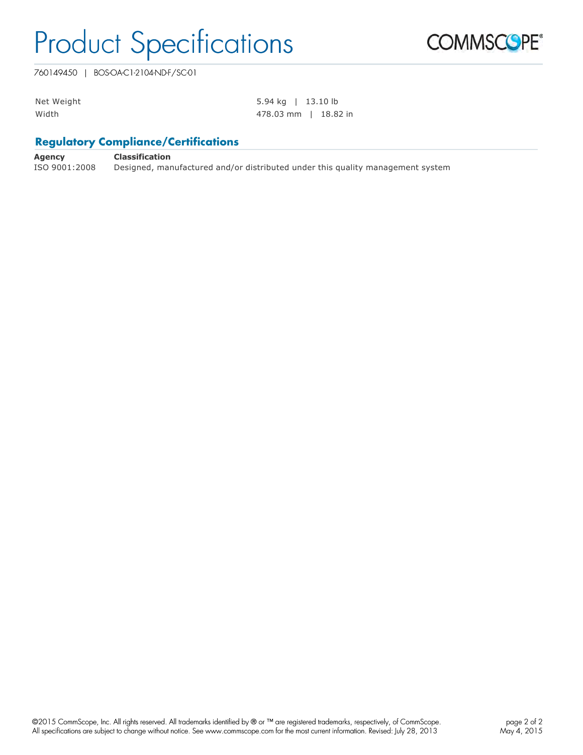| | |
|---|---|
| Net Weight | 5.94 kg \| 13.10 lb |
| Width | 478.03 mm \| 18.82 in |

## Regulatory Compliance/Certifications

| Agency | Classification |
|---|---|
| ISO 9001:2008 | Designed, manufactured and/or distributed under this quality management system |